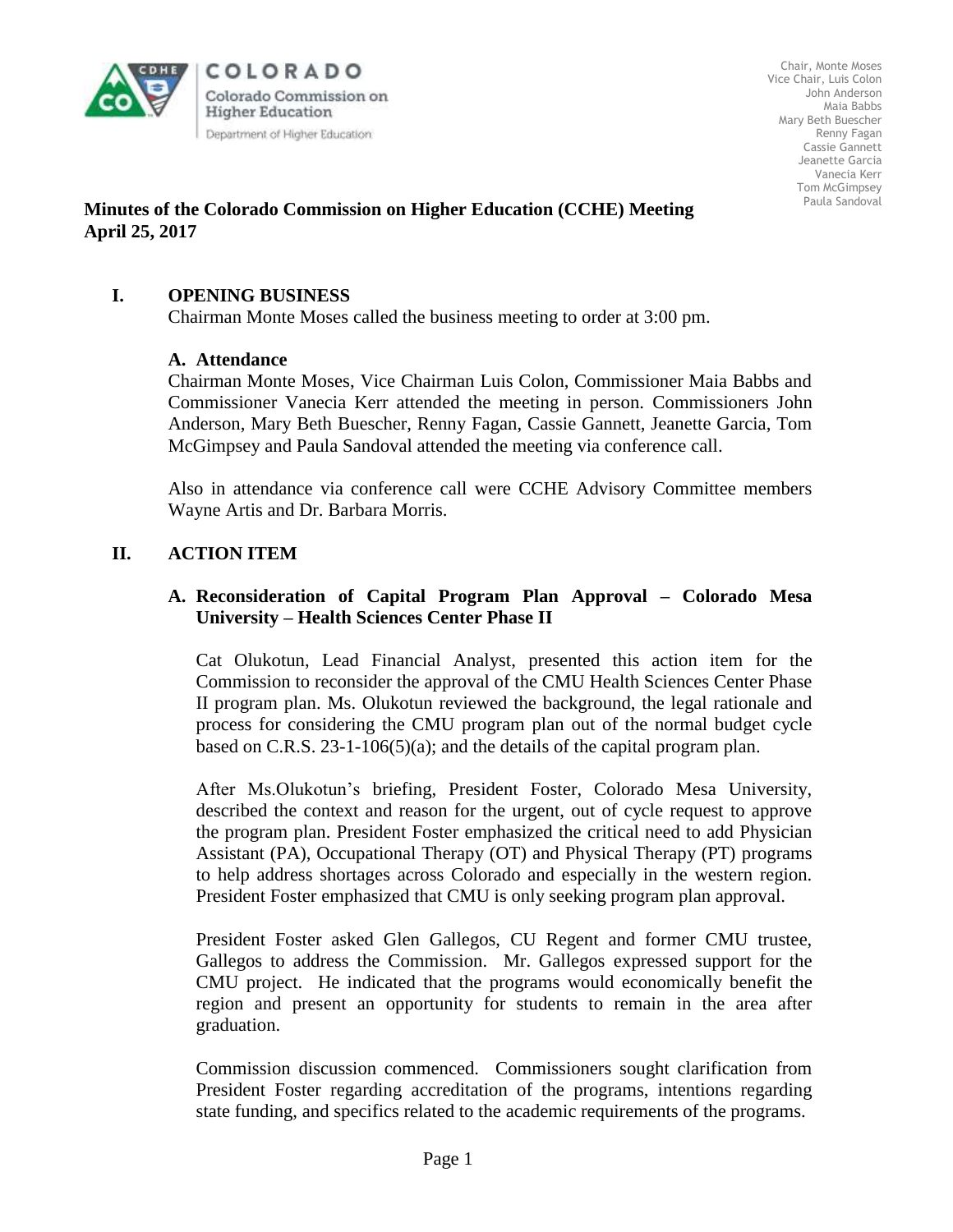COLORADO
Colorado Commission on Higher Education
Department of Higher Education

Chair, Monte Moses
Vice Chair, Luis Colon
John Anderson
Maia Babbs
Mary Beth Buescher
Renny Fagan
Cassie Gannett
Jeanette Garcia
Vanecia Kerr
Tom McGimpsey
Paula Sandoval

**Minutes of the Colorado Commission on Higher Education (CCHE) Meeting**
**April 25, 2017**

## I. OPENING BUSINESS

Chairman Monte Moses called the business meeting to order at 3:00 pm.

### A. Attendance

Chairman Monte Moses, Vice Chairman Luis Colon, Commissioner Maia Babbs and Commissioner Vanecia Kerr attended the meeting in person. Commissioners John Anderson, Mary Beth Buescher, Renny Fagan, Cassie Gannett, Jeanette Garcia, Tom McGimpsey and Paula Sandoval attended the meeting via conference call.

Also in attendance via conference call were CCHE Advisory Committee members Wayne Artis and Dr. Barbara Morris.

## II. ACTION ITEM

### A. Reconsideration of Capital Program Plan Approval – Colorado Mesa University – Health Sciences Center Phase II

Cat Olukotun, Lead Financial Analyst, presented this action item for the Commission to reconsider the approval of the CMU Health Sciences Center Phase II program plan. Ms. Olukotun reviewed the background, the legal rationale and process for considering the CMU program plan out of the normal budget cycle based on C.R.S. 23-1-106(5)(a); and the details of the capital program plan.

After Ms.Olukotun's briefing, President Foster, Colorado Mesa University, described the context and reason for the urgent, out of cycle request to approve the program plan. President Foster emphasized the critical need to add Physician Assistant (PA), Occupational Therapy (OT) and Physical Therapy (PT) programs to help address shortages across Colorado and especially in the western region. President Foster emphasized that CMU is only seeking program plan approval.

President Foster asked Glen Gallegos, CU Regent and former CMU trustee, Gallegos to address the Commission. Mr. Gallegos expressed support for the CMU project. He indicated that the programs would economically benefit the region and present an opportunity for students to remain in the area after graduation.

Commission discussion commenced. Commissioners sought clarification from President Foster regarding accreditation of the programs, intentions regarding state funding, and specifics related to the academic requirements of the programs.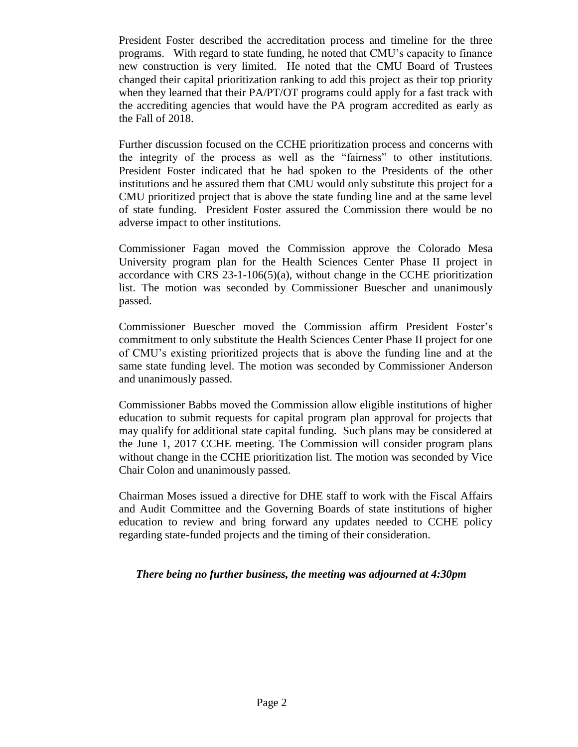President Foster described the accreditation process and timeline for the three programs. With regard to state funding, he noted that CMU's capacity to finance new construction is very limited. He noted that the CMU Board of Trustees changed their capital prioritization ranking to add this project as their top priority when they learned that their PA/PT/OT programs could apply for a fast track with the accrediting agencies that would have the PA program accredited as early as the Fall of 2018.

Further discussion focused on the CCHE prioritization process and concerns with the integrity of the process as well as the "fairness" to other institutions. President Foster indicated that he had spoken to the Presidents of the other institutions and he assured them that CMU would only substitute this project for a CMU prioritized project that is above the state funding line and at the same level of state funding. President Foster assured the Commission there would be no adverse impact to other institutions.

Commissioner Fagan moved the Commission approve the Colorado Mesa University program plan for the Health Sciences Center Phase II project in accordance with CRS 23-1-106(5)(a), without change in the CCHE prioritization list. The motion was seconded by Commissioner Buescher and unanimously passed.

Commissioner Buescher moved the Commission affirm President Foster's commitment to only substitute the Health Sciences Center Phase II project for one of CMU's existing prioritized projects that is above the funding line and at the same state funding level. The motion was seconded by Commissioner Anderson and unanimously passed.

Commissioner Babbs moved the Commission allow eligible institutions of higher education to submit requests for capital program plan approval for projects that may qualify for additional state capital funding. Such plans may be considered at the June 1, 2017 CCHE meeting. The Commission will consider program plans without change in the CCHE prioritization list. The motion was seconded by Vice Chair Colon and unanimously passed.

Chairman Moses issued a directive for DHE staff to work with the Fiscal Affairs and Audit Committee and the Governing Boards of state institutions of higher education to review and bring forward any updates needed to CCHE policy regarding state-funded projects and the timing of their consideration.

***There being no further business, the meeting was adjourned at 4:30pm***